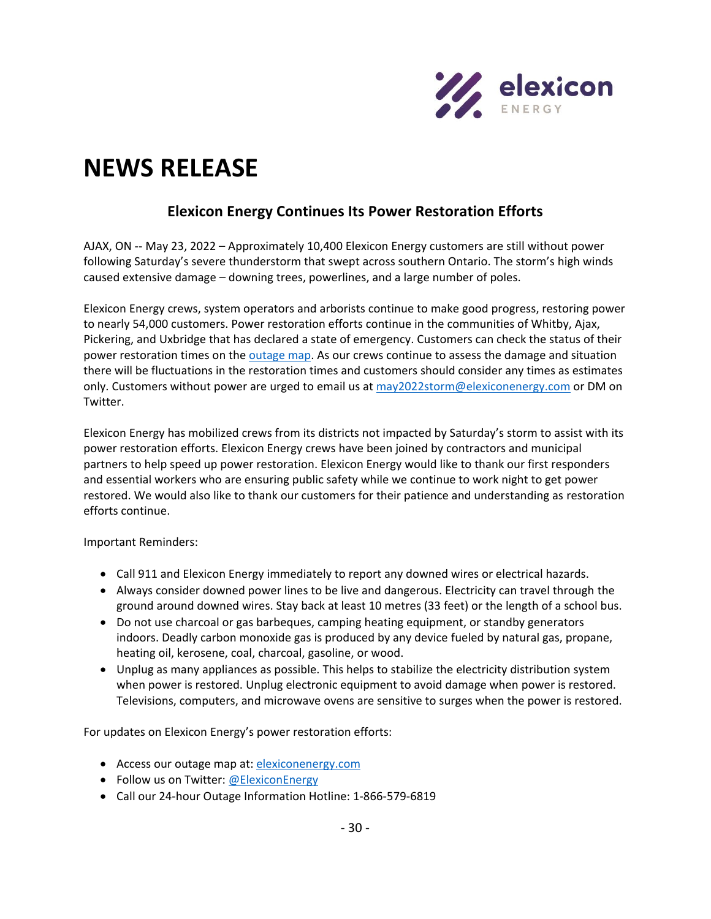# NEWS RELEASE

## Elexicon Energy Continues Its Power Restoration Efforts

AJAX, ON -- May 23, 2022 – Approximately 10,400 Elexicon Energy customers are still without power following Saturday's severe thunderstorm that swept across southern Ontario. The storm's high winds caused extensive damage – downing trees, powerlines, and a large number of poles.

Elexicon Energy crews, system operators and arborists continue to make good progress, restoring power to nearly 54,000 customers. Power restoration efforts continue in the communities of Whitby, Ajax, Pickering, and Uxbridge that has declared a state of emergency. Customers can check the status of their power restoration times on the outage map. As our crews continue to assess the damage and situation there will be fluctuations in the restoration times and customers should consider any times as estimates only. Customers without power are urged to email us at may2022storm@elexiconenergy.com or DM on Twitter.

Elexicon Energy has mobilized crews from its districts not impacted by Saturday's storm to assist with its power restoration efforts. Elexicon Energy crews have been joined by contractors and municipal partners to help speed up power restoration. Elexicon Energy would like to thank our first responders and essential workers who are ensuring public safety while we continue to work night to get power restored. We would also like to thank our customers for their patience and understanding as restoration efforts continue.

Important Reminders:

- Call 911 and Elexicon Energy immediately to report any downed wires or electrical hazards.
- Always consider downed power lines to be live and dangerous. Electricity can travel through the ground around downed wires. Stay back at least 10 metres (33 feet) or the length of a school bus.
- Do not use charcoal or gas barbeques, camping heating equipment, or standby generators indoors. Deadly carbon monoxide gas is produced by any device fueled by natural gas, propane, heating oil, kerosene, coal, charcoal, gasoline, or wood.
- Unplug as many appliances as possible. This helps to stabilize the electricity distribution system when power is restored. Unplug electronic equipment to avoid damage when power is restored. Televisions, computers, and microwave ovens are sensitive to surges when the power is restored.

For updates on Elexicon Energy's power restoration efforts:

- Access our outage map at: elexiconenergy.com
- Follow us on Twitter: @ElexiconEnergy
- Call our 24-hour Outage Information Hotline: 1-866-579-6819

\- 30 -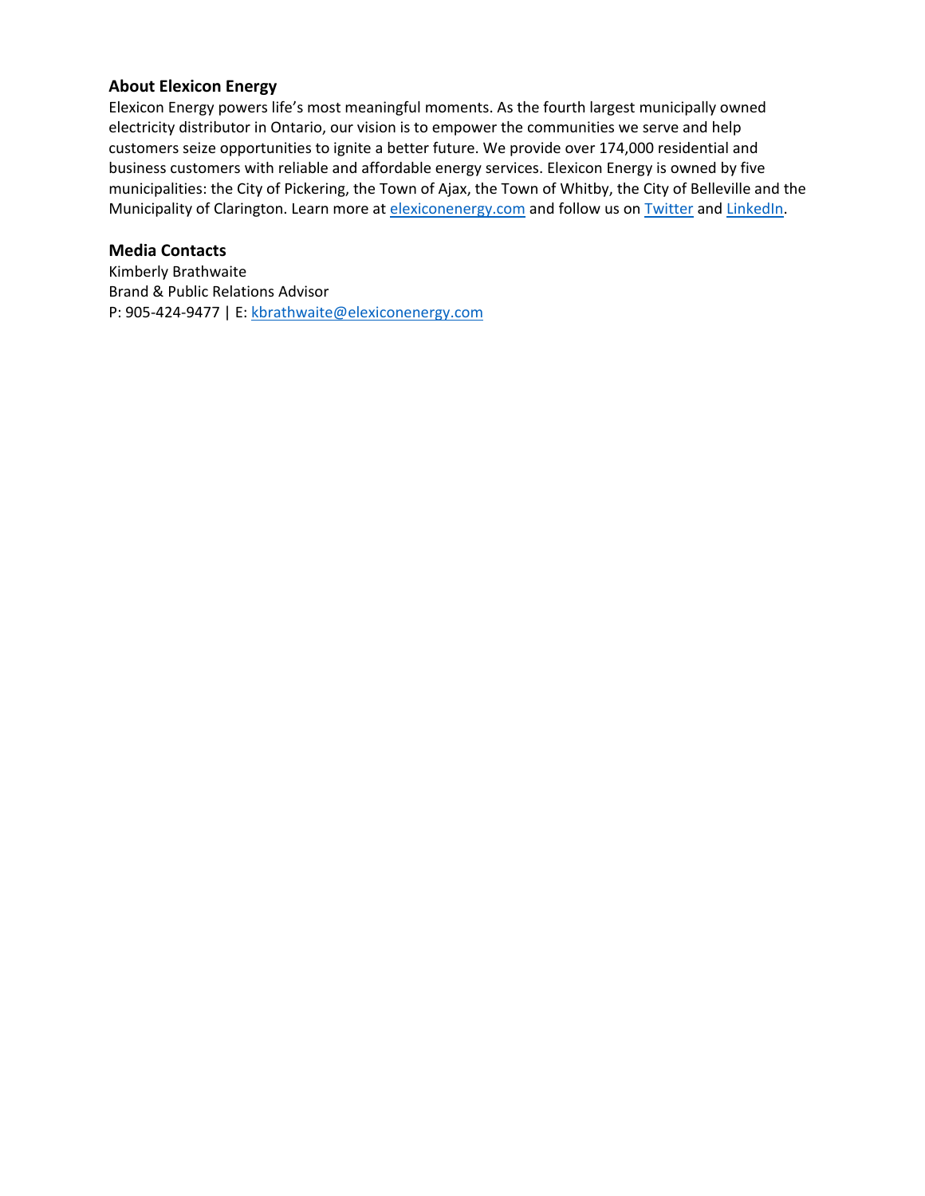### About Elexicon Energy

Elexicon Energy powers life's most meaningful moments. As the fourth largest municipally owned electricity distributor in Ontario, our vision is to empower the communities we serve and help customers seize opportunities to ignite a better future. We provide over 174,000 residential and business customers with reliable and affordable energy services. Elexicon Energy is owned by five municipalities: the City of Pickering, the Town of Ajax, the Town of Whitby, the City of Belleville and the Municipality of Clarington. Learn more at elexiconenergy.com and follow us on Twitter and LinkedIn.

### Media Contacts

Kimberly Brathwaite
Brand & Public Relations Advisor
P: 905-424-9477 | E: kbrathwaite@elexiconenergy.com